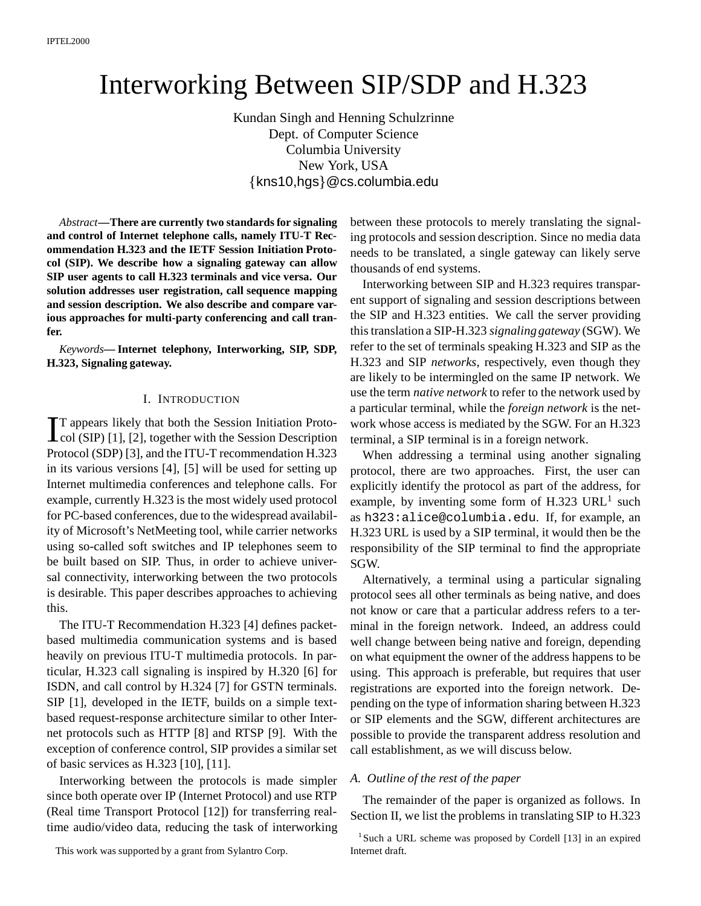# Interworking Between SIP/SDP and H.323

Kundan Singh and Henning Schulzrinne
Dept. of Computer Science
Columbia University
New York, USA
{kns10,hgs}@cs.columbia.edu

*Abstract*—**There are currently two standards for signaling and control of Internet telephone calls, namely ITU-T Recommendation H.323 and the IETF Session Initiation Protocol (SIP). We describe how a signaling gateway can allow SIP user agents to call H.323 terminals and vice versa. Our solution addresses user registration, call sequence mapping and session description. We also describe and compare various approaches for multi-party conferencing and call tranfer.**

*Keywords*— **Internet telephony, Interworking, SIP, SDP, H.323, Signaling gateway.**

## I. Introduction

It appears likely that both the Session Initiation Protocol (SIP) [1], [2], together with the Session Description Protocol (SDP) [3], and the ITU-T recommendation H.323 in its various versions [4], [5] will be used for setting up Internet multimedia conferences and telephone calls. For example, currently H.323 is the most widely used protocol for PC-based conferences, due to the widespread availability of Microsoft's NetMeeting tool, while carrier networks using so-called soft switches and IP telephones seem to be built based on SIP. Thus, in order to achieve universal connectivity, interworking between the two protocols is desirable. This paper describes approaches to achieving this.

The ITU-T Recommendation H.323 [4] defines packet-based multimedia communication systems and is based heavily on previous ITU-T multimedia protocols. In particular, H.323 call signaling is inspired by H.320 [6] for ISDN, and call control by H.324 [7] for GSTN terminals. SIP [1], developed in the IETF, builds on a simple text-based request-response architecture similar to other Internet protocols such as HTTP [8] and RTSP [9]. With the exception of conference control, SIP provides a similar set of basic services as H.323 [10], [11].

Interworking between the protocols is made simpler since both operate over IP (Internet Protocol) and use RTP (Real time Transport Protocol [12]) for transferring real-time audio/video data, reducing the task of interworking between these protocols to merely translating the signaling protocols and session description. Since no media data needs to be translated, a single gateway can likely serve thousands of end systems.

Interworking between SIP and H.323 requires transparent support of signaling and session descriptions between the SIP and H.323 entities. We call the server providing this translation a SIP-H.323 *signaling gateway* (SGW). We refer to the set of terminals speaking H.323 and SIP as the H.323 and SIP *networks*, respectively, even though they are likely to be intermingled on the same IP network. We use the term *native network* to refer to the network used by a particular terminal, while the *foreign network* is the network whose access is mediated by the SGW. For an H.323 terminal, a SIP terminal is in a foreign network.

When addressing a terminal using another signaling protocol, there are two approaches. First, the user can explicitly identify the protocol as part of the address, for example, by inventing some form of H.323 URL[1] such as `h323:alice@columbia.edu`. If, for example, an H.323 URL is used by a SIP terminal, it would then be the responsibility of the SIP terminal to find the appropriate SGW.

Alternatively, a terminal using a particular signaling protocol sees all other terminals as being native, and does not know or care that a particular address refers to a terminal in the foreign network. Indeed, an address could well change between being native and foreign, depending on what equipment the owner of the address happens to be using. This approach is preferable, but requires that user registrations are exported into the foreign network. Depending on the type of information sharing between H.323 or SIP elements and the SGW, different architectures are possible to provide the transparent address resolution and call establishment, as we will discuss below.

### A. Outline of the rest of the paper

The remainder of the paper is organized as follows. In Section II, we list the problems in translating SIP to H.323

This work was supported by a grant from Sylantro Corp.

[1] Such a URL scheme was proposed by Cordell [13] in an expired Internet draft.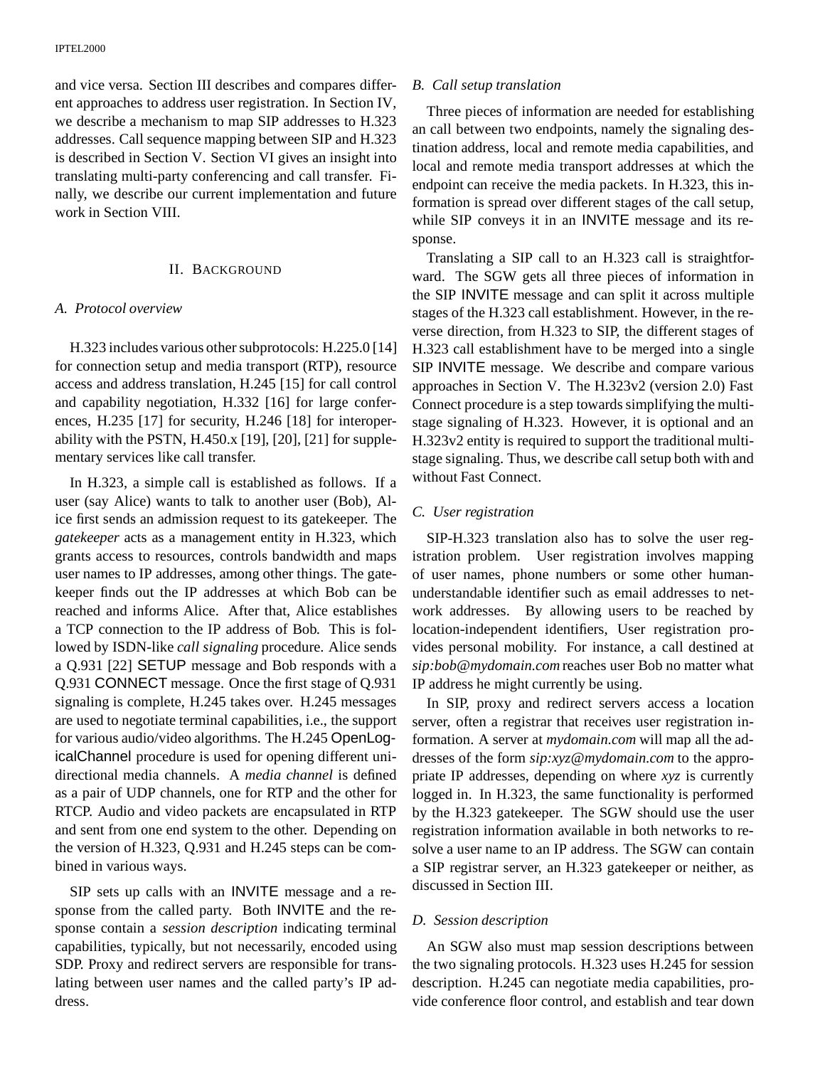and vice versa. Section III describes and compares different approaches to address user registration. In Section IV, we describe a mechanism to map SIP addresses to H.323 addresses. Call sequence mapping between SIP and H.323 is described in Section V. Section VI gives an insight into translating multi-party conferencing and call transfer. Finally, we describe our current implementation and future work in Section VIII.

## II. Background

### A. Protocol overview

H.323 includes various other subprotocols: H.225.0 [14] for connection setup and media transport (RTP), resource access and address translation, H.245 [15] for call control and capability negotiation, H.332 [16] for large conferences, H.235 [17] for security, H.246 [18] for interoperability with the PSTN, H.450.x [19], [20], [21] for supplementary services like call transfer.

In H.323, a simple call is established as follows. If a user (say Alice) wants to talk to another user (Bob), Alice first sends an admission request to its gatekeeper. The *gatekeeper* acts as a management entity in H.323, which grants access to resources, controls bandwidth and maps user names to IP addresses, among other things. The gatekeeper finds out the IP addresses at which Bob can be reached and informs Alice. After that, Alice establishes a TCP connection to the IP address of Bob. This is followed by ISDN-like *call signaling* procedure. Alice sends a Q.931 [22] SETUP message and Bob responds with a Q.931 CONNECT message. Once the first stage of Q.931 signaling is complete, H.245 takes over. H.245 messages are used to negotiate terminal capabilities, i.e., the support for various audio/video algorithms. The H.245 OpenLogicalChannel procedure is used for opening different unidirectional media channels. A *media channel* is defined as a pair of UDP channels, one for RTP and the other for RTCP. Audio and video packets are encapsulated in RTP and sent from one end system to the other. Depending on the version of H.323, Q.931 and H.245 steps can be combined in various ways.

SIP sets up calls with an INVITE message and a response from the called party. Both INVITE and the response contain a *session description* indicating terminal capabilities, typically, but not necessarily, encoded using SDP. Proxy and redirect servers are responsible for translating between user names and the called party's IP address.

### B. Call setup translation

Three pieces of information are needed for establishing an call between two endpoints, namely the signaling destination address, local and remote media capabilities, and local and remote media transport addresses at which the endpoint can receive the media packets. In H.323, this information is spread over different stages of the call setup, while SIP conveys it in an INVITE message and its response.

Translating a SIP call to an H.323 call is straightforward. The SGW gets all three pieces of information in the SIP INVITE message and can split it across multiple stages of the H.323 call establishment. However, in the reverse direction, from H.323 to SIP, the different stages of H.323 call establishment have to be merged into a single SIP INVITE message. We describe and compare various approaches in Section V. The H.323v2 (version 2.0) Fast Connect procedure is a step towards simplifying the multi-stage signaling of H.323. However, it is optional and an H.323v2 entity is required to support the traditional multi-stage signaling. Thus, we describe call setup both with and without Fast Connect.

### C. User registration

SIP-H.323 translation also has to solve the user registration problem. User registration involves mapping of user names, phone numbers or some other human-understandable identifier such as email addresses to network addresses. By allowing users to be reached by location-independent identifiers, User registration provides personal mobility. For instance, a call destined at *sip:bob@mydomain.com* reaches user Bob no matter what IP address he might currently be using.

In SIP, proxy and redirect servers access a location server, often a registrar that receives user registration information. A server at *mydomain.com* will map all the addresses of the form *sip:xyz@mydomain.com* to the appropriate IP addresses, depending on where *xyz* is currently logged in. In H.323, the same functionality is performed by the H.323 gatekeeper. The SGW should use the user registration information available in both networks to resolve a user name to an IP address. The SGW can contain a SIP registrar server, an H.323 gatekeeper or neither, as discussed in Section III.

### D. Session description

An SGW also must map session descriptions between the two signaling protocols. H.323 uses H.245 for session description. H.245 can negotiate media capabilities, provide conference floor control, and establish and tear down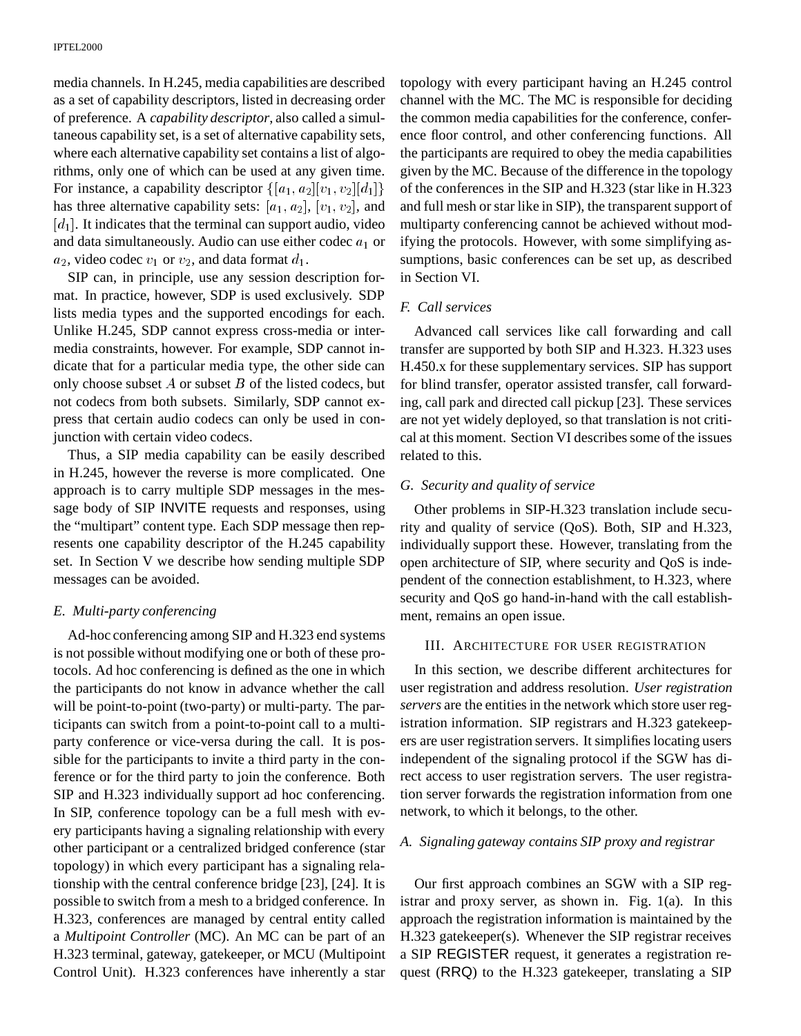media channels. In H.245, media capabilities are described as a set of capability descriptors, listed in decreasing order of preference. A *capability descriptor*, also called a simultaneous capability set, is a set of alternative capability sets, where each alternative capability set contains a list of algorithms, only one of which can be used at any given time. For instance, a capability descriptor $\{[a_1, a_2][v_1, v_2][d_1]\}$ has three alternative capability sets: $[a_1, a_2]$, $[v_1, v_2]$, and $[d_1]$. It indicates that the terminal can support audio, video and data simultaneously. Audio can use either codec $a_1$ or $a_2$, video codec $v_1$ or $v_2$, and data format $d_1$.

SIP can, in principle, use any session description format. In practice, however, SDP is used exclusively. SDP lists media types and the supported encodings for each. Unlike H.245, SDP cannot express cross-media or intermedia constraints, however. For example, SDP cannot indicate that for a particular media type, the other side can only choose subset $A$ or subset $B$ of the listed codecs, but not codecs from both subsets. Similarly, SDP cannot express that certain audio codecs can only be used in conjunction with certain video codecs.

Thus, a SIP media capability can be easily described in H.245, however the reverse is more complicated. One approach is to carry multiple SDP messages in the message body of SIP INVITE requests and responses, using the "multipart" content type. Each SDP message then represents one capability descriptor of the H.245 capability set. In Section V we describe how sending multiple SDP messages can be avoided.

### E. Multi-party conferencing

Ad-hoc conferencing among SIP and H.323 end systems is not possible without modifying one or both of these protocols. Ad hoc conferencing is defined as the one in which the participants do not know in advance whether the call will be point-to-point (two-party) or multi-party. The participants can switch from a point-to-point call to a multiparty conference or vice-versa during the call. It is possible for the participants to invite a third party in the conference or for the third party to join the conference. Both SIP and H.323 individually support ad hoc conferencing. In SIP, conference topology can be a full mesh with every participants having a signaling relationship with every other participant or a centralized bridged conference (star topology) in which every participant has a signaling relationship with the central conference bridge [23], [24]. It is possible to switch from a mesh to a bridged conference. In H.323, conferences are managed by central entity called a *Multipoint Controller* (MC). An MC can be part of an H.323 terminal, gateway, gatekeeper, or MCU (Multipoint Control Unit). H.323 conferences have inherently a star topology with every participant having an H.245 control channel with the MC. The MC is responsible for deciding the common media capabilities for the conference, conference floor control, and other conferencing functions. All the participants are required to obey the media capabilities given by the MC. Because of the difference in the topology of the conferences in the SIP and H.323 (star like in H.323 and full mesh or star like in SIP), the transparent support of multiparty conferencing cannot be achieved without modifying the protocols. However, with some simplifying assumptions, basic conferences can be set up, as described in Section VI.

### F. Call services

Advanced call services like call forwarding and call transfer are supported by both SIP and H.323. H.323 uses H.450.x for these supplementary services. SIP has support for blind transfer, operator assisted transfer, call forwarding, call park and directed call pickup [23]. These services are not yet widely deployed, so that translation is not critical at this moment. Section VI describes some of the issues related to this.

### G. Security and quality of service

Other problems in SIP-H.323 translation include security and quality of service (QoS). Both, SIP and H.323, individually support these. However, translating from the open architecture of SIP, where security and QoS is independent of the connection establishment, to H.323, where security and QoS go hand-in-hand with the call establishment, remains an open issue.

## III. Architecture for user registration

In this section, we describe different architectures for user registration and address resolution. *User registration servers* are the entities in the network which store user registration information. SIP registrars and H.323 gatekeepers are user registration servers. It simplifies locating users independent of the signaling protocol if the SGW has direct access to user registration servers. The user registration server forwards the registration information from one network, to which it belongs, to the other.

### A. Signaling gateway contains SIP proxy and registrar

Our first approach combines an SGW with a SIP registrar and proxy server, as shown in. Fig. 1(a). In this approach the registration information is maintained by the H.323 gatekeeper(s). Whenever the SIP registrar receives a SIP REGISTER request, it generates a registration request (RRQ) to the H.323 gatekeeper, translating a SIP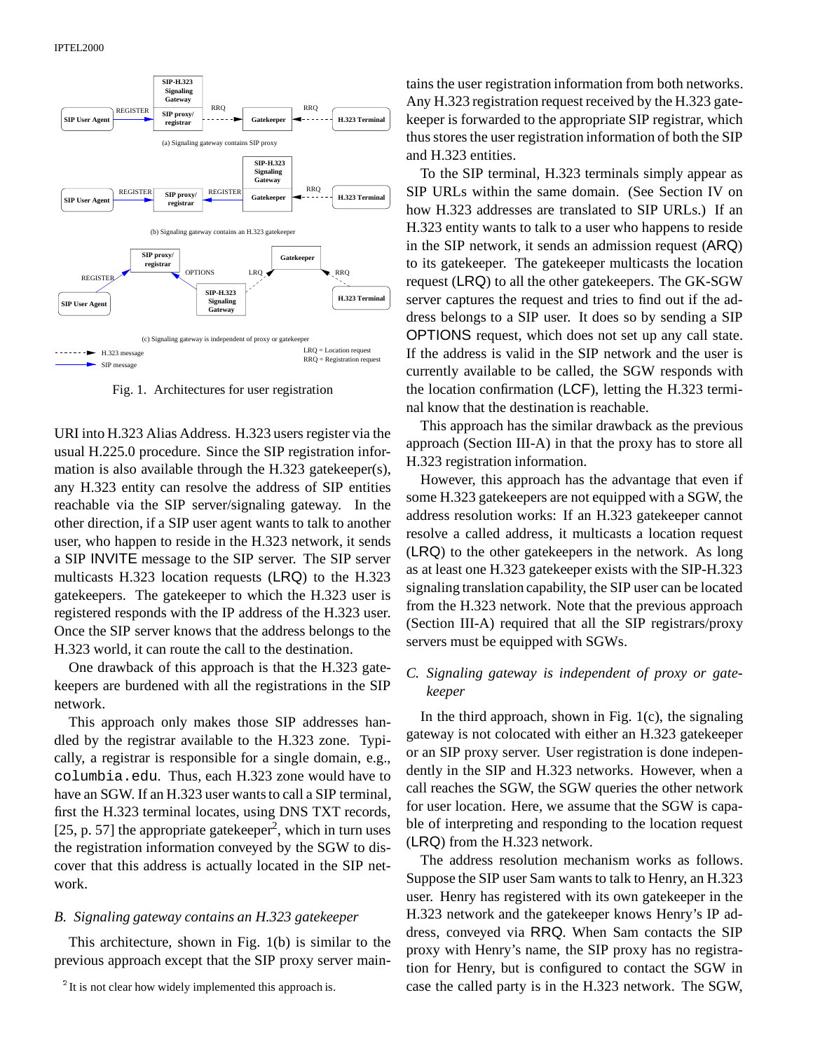Fig. 1. Architectures for user registration

URI into H.323 Alias Address. H.323 users register via the usual H.225.0 procedure. Since the SIP registration information is also available through the H.323 gatekeeper(s), any H.323 entity can resolve the address of SIP entities reachable via the SIP server/signaling gateway. In the other direction, if a SIP user agent wants to talk to another user, who happen to reside in the H.323 network, it sends a SIP INVITE message to the SIP server. The SIP server multicasts H.323 location requests (LRQ) to the H.323 gatekeepers. The gatekeeper to which the H.323 user is registered responds with the IP address of the H.323 user. Once the SIP server knows that the address belongs to the H.323 world, it can route the call to the destination.

One drawback of this approach is that the H.323 gatekeepers are burdened with all the registrations in the SIP network.

This approach only makes those SIP addresses handled by the registrar available to the H.323 zone. Typically, a registrar is responsible for a single domain, e.g., `columbia.edu`. Thus, each H.323 zone would have to have an SGW. If an H.323 user wants to call a SIP terminal, first the H.323 terminal locates, using DNS TXT records, [25, p. 57] the appropriate gatekeeper[2], which in turn uses the registration information conveyed by the SGW to discover that this address is actually located in the SIP network.

### *B. Signaling gateway contains an H.323 gatekeeper*

This architecture, shown in Fig. 1(b) is similar to the previous approach except that the SIP proxy server maintains the user registration information from both networks. Any H.323 registration request received by the H.323 gatekeeper is forwarded to the appropriate SIP registrar, which thus stores the user registration information of both the SIP and H.323 entities.

To the SIP terminal, H.323 terminals simply appear as SIP URLs within the same domain. (See Section IV on how H.323 addresses are translated to SIP URLs.) If an H.323 entity wants to talk to a user who happens to reside in the SIP network, it sends an admission request (ARQ) to its gatekeeper. The gatekeeper multicasts the location request (LRQ) to all the other gatekeepers. The GK-SGW server captures the request and tries to find out if the address belongs to a SIP user. It does so by sending a SIP OPTIONS request, which does not set up any call state. If the address is valid in the SIP network and the user is currently available to be called, the SGW responds with the location confirmation (LCF), letting the H.323 terminal know that the destination is reachable.

This approach has the similar drawback as the previous approach (Section III-A) in that the proxy has to store all H.323 registration information.

However, this approach has the advantage that even if some H.323 gatekeepers are not equipped with a SGW, the address resolution works: If an H.323 gatekeeper cannot resolve a called address, it multicasts a location request (LRQ) to the other gatekeepers in the network. As long as at least one H.323 gatekeeper exists with the SIP-H.323 signaling translation capability, the SIP user can be located from the H.323 network. Note that the previous approach (Section III-A) required that all the SIP registrars/proxy servers must be equipped with SGWs.

### *C. Signaling gateway is independent of proxy or gatekeeper*

In the third approach, shown in Fig. 1(c), the signaling gateway is not colocated with either an H.323 gatekeeper or an SIP proxy server. User registration is done independently in the SIP and H.323 networks. However, when a call reaches the SGW, the SGW queries the other network for user location. Here, we assume that the SGW is capable of interpreting and responding to the location request (LRQ) from the H.323 network.

The address resolution mechanism works as follows. Suppose the SIP user Sam wants to talk to Henry, an H.323 user. Henry has registered with its own gatekeeper in the H.323 network and the gatekeeper knows Henry's IP address, conveyed via RRQ. When Sam contacts the SIP proxy with Henry's name, the SIP proxy has no registration for Henry, but is configured to contact the SGW in case the called party is in the H.323 network. The SGW,

[2] It is not clear how widely implemented this approach is.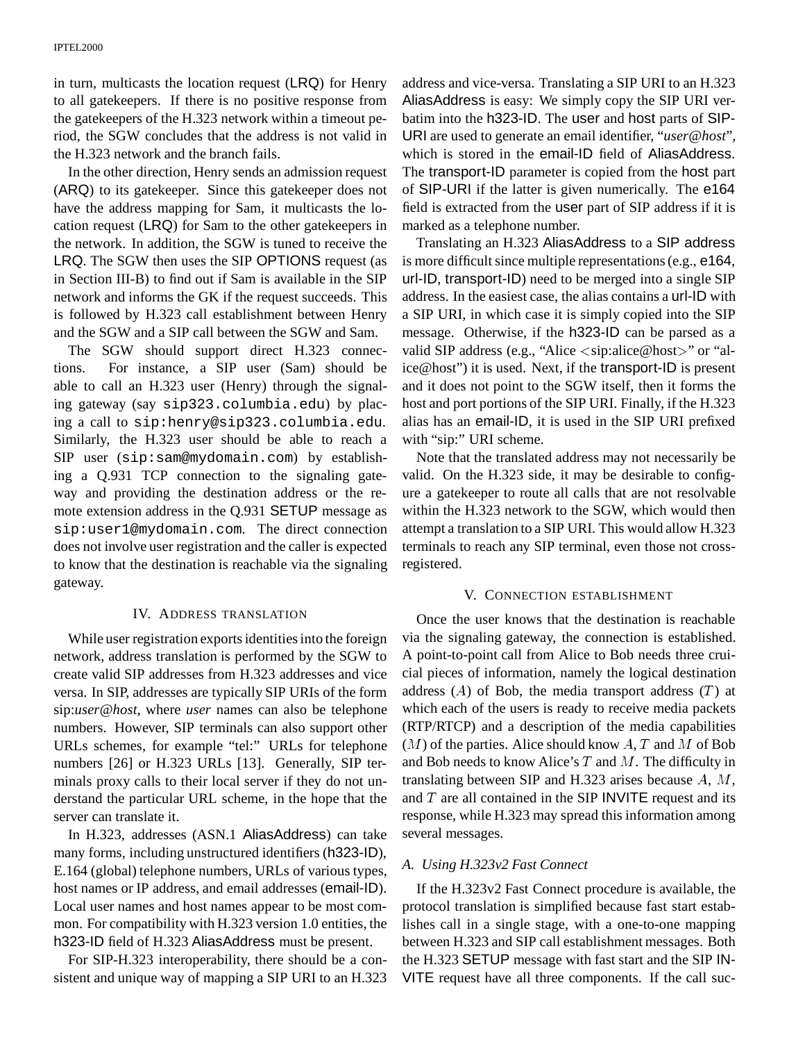in turn, multicasts the location request (LRQ) for Henry to all gatekeepers. If there is no positive response from the gatekeepers of the H.323 network within a timeout period, the SGW concludes that the address is not valid in the H.323 network and the branch fails.

In the other direction, Henry sends an admission request (ARQ) to its gatekeeper. Since this gatekeeper does not have the address mapping for Sam, it multicasts the location request (LRQ) for Sam to the other gatekeepers in the network. In addition, the SGW is tuned to receive the LRQ. The SGW then uses the SIP OPTIONS request (as in Section III-B) to find out if Sam is available in the SIP network and informs the GK if the request succeeds. This is followed by H.323 call establishment between Henry and the SGW and a SIP call between the SGW and Sam.

The SGW should support direct H.323 connections. For instance, a SIP user (Sam) should be able to call an H.323 user (Henry) through the signaling gateway (say `sip323.columbia.edu`) by placing a call to `sip:henry@sip323.columbia.edu`. Similarly, the H.323 user should be able to reach a SIP user (`sip:sam@mydomain.com`) by establishing a Q.931 TCP connection to the signaling gateway and providing the destination address or the remote extension address in the Q.931 SETUP message as `sip:user1@mydomain.com`. The direct connection does not involve user registration and the caller is expected to know that the destination is reachable via the signaling gateway.

## IV. Address translation

While user registration exports identities into the foreign network, address translation is performed by the SGW to create valid SIP addresses from H.323 addresses and vice versa. In SIP, addresses are typically SIP URIs of the form sip:*user@host*, where *user* names can also be telephone numbers. However, SIP terminals can also support other URLs schemes, for example "tel:" URLs for telephone numbers [26] or H.323 URLs [13]. Generally, SIP terminals proxy calls to their local server if they do not understand the particular URL scheme, in the hope that the server can translate it.

In H.323, addresses (ASN.1 AliasAddress) can take many forms, including unstructured identifiers (h323-ID), E.164 (global) telephone numbers, URLs of various types, host names or IP address, and email addresses (email-ID). Local user names and host names appear to be most common. For compatibility with H.323 version 1.0 entities, the h323-ID field of H.323 AliasAddress must be present.

For SIP-H.323 interoperability, there should be a consistent and unique way of mapping a SIP URI to an H.323 address and vice-versa. Translating a SIP URI to an H.323 AliasAddress is easy: We simply copy the SIP URI verbatim into the h323-ID. The user and host parts of SIP-URI are used to generate an email identifier, "*user@host*", which is stored in the email-ID field of AliasAddress. The transport-ID parameter is copied from the host part of SIP-URI if the latter is given numerically. The e164 field is extracted from the user part of SIP address if it is marked as a telephone number.

Translating an H.323 AliasAddress to a SIP address is more difficult since multiple representations (e.g., e164, url-ID, transport-ID) need to be merged into a single SIP address. In the easiest case, the alias contains a url-ID with a SIP URI, in which case it is simply copied into the SIP message. Otherwise, if the h323-ID can be parsed as a valid SIP address (e.g., "Alice <sip:alice@host>" or "alice@host") it is used. Next, if the transport-ID is present and it does not point to the SGW itself, then it forms the host and port portions of the SIP URI. Finally, if the H.323 alias has an email-ID, it is used in the SIP URI prefixed with "sip:" URI scheme.

Note that the translated address may not necessarily be valid. On the H.323 side, it may be desirable to configure a gatekeeper to route all calls that are not resolvable within the H.323 network to the SGW, which would then attempt a translation to a SIP URI. This would allow H.323 terminals to reach any SIP terminal, even those not cross-registered.

## V. Connection establishment

Once the user knows that the destination is reachable via the signaling gateway, the connection is established. A point-to-point call from Alice to Bob needs three cruicial pieces of information, namely the logical destination address ($A$) of Bob, the media transport address ($T$) at which each of the users is ready to receive media packets (RTP/RTCP) and a description of the media capabilities ($M$) of the parties. Alice should know $A$, $T$ and $M$ of Bob and Bob needs to know Alice's $T$ and $M$. The difficulty in translating between SIP and H.323 arises because $A$, $M$, and $T$ are all contained in the SIP INVITE request and its response, while H.323 may spread this information among several messages.

### A. Using H.323v2 Fast Connect

If the H.323v2 Fast Connect procedure is available, the protocol translation is simplified because fast start establishes call in a single stage, with a one-to-one mapping between H.323 and SIP call establishment messages. Both the H.323 SETUP message with fast start and the SIP INVITE request have all three components. If the call suc-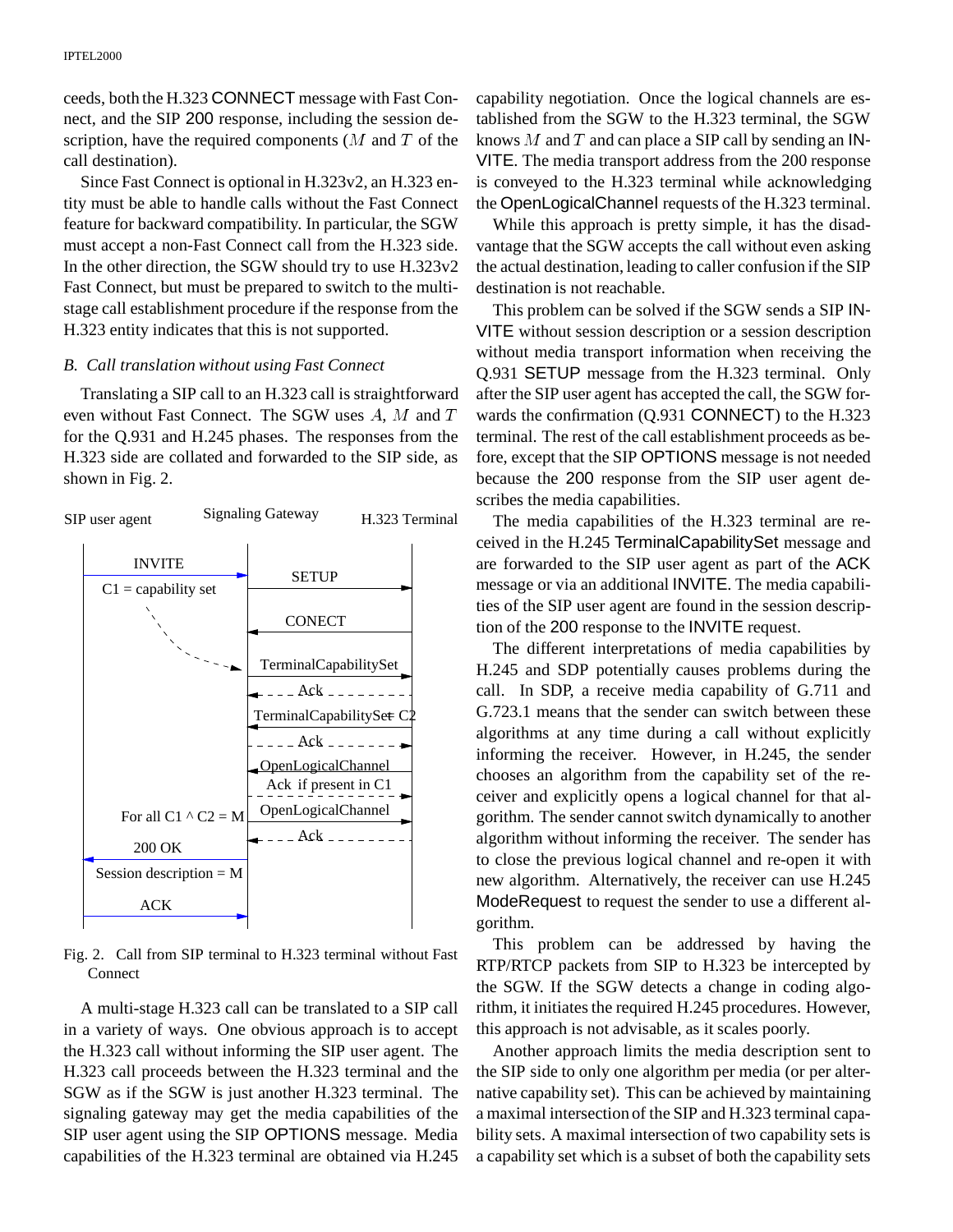ceeds, both the H.323 CONNECT message with Fast Connect, and the SIP 200 response, including the session description, have the required components ($M$ and $T$ of the call destination).

Since Fast Connect is optional in H.323v2, an H.323 entity must be able to handle calls without the Fast Connect feature for backward compatibility. In particular, the SGW must accept a non-Fast Connect call from the H.323 side. In the other direction, the SGW should try to use H.323v2 Fast Connect, but must be prepared to switch to the multi-stage call establishment procedure if the response from the H.323 entity indicates that this is not supported.

### *B. Call translation without using Fast Connect*

Translating a SIP call to an H.323 call is straightforward even without Fast Connect. The SGW uses $A$, $M$ and $T$ for the Q.931 and H.245 phases. The responses from the H.323 side are collated and forwarded to the SIP side, as shown in Fig. 2.

SIP user agent | Signaling Gateway | H.323 Terminal

INVITE, C1 = capability set; SETUP; CONECT; TerminalCapabilitySet; Ack; TerminalCapabilitySet = C2; Ack; OpenLogicalChannel; Ack if present in C1; For all C1 ^ C2 = M; OpenLogicalChannel; Ack; 200 OK; Session description = M; ACK

Fig. 2. Call from SIP terminal to H.323 terminal without Fast Connect

A multi-stage H.323 call can be translated to a SIP call in a variety of ways. One obvious approach is to accept the H.323 call without informing the SIP user agent. The H.323 call proceeds between the H.323 terminal and the SGW as if the SGW is just another H.323 terminal. The signaling gateway may get the media capabilities of the SIP user agent using the SIP OPTIONS message. Media capabilities of the H.323 terminal are obtained via H.245 capability negotiation. Once the logical channels are established from the SGW to the H.323 terminal, the SGW knows $M$ and $T$ and can place a SIP call by sending an INVITE. The media transport address from the 200 response is conveyed to the H.323 terminal while acknowledging the OpenLogicalChannel requests of the H.323 terminal.

While this approach is pretty simple, it has the disadvantage that the SGW accepts the call without even asking the actual destination, leading to caller confusion if the SIP destination is not reachable.

This problem can be solved if the SGW sends a SIP INVITE without session description or a session description without media transport information when receiving the Q.931 SETUP message from the H.323 terminal. Only after the SIP user agent has accepted the call, the SGW forwards the confirmation (Q.931 CONNECT) to the H.323 terminal. The rest of the call establishment proceeds as before, except that the SIP OPTIONS message is not needed because the 200 response from the SIP user agent describes the media capabilities.

The media capabilities of the H.323 terminal are received in the H.245 TerminalCapabilitySet message and are forwarded to the SIP user agent as part of the ACK message or via an additional INVITE. The media capabilities of the SIP user agent are found in the session description of the 200 response to the INVITE request.

The different interpretations of media capabilities by H.245 and SDP potentially causes problems during the call. In SDP, a receive media capability of G.711 and G.723.1 means that the sender can switch between these algorithms at any time during a call without explicitly informing the receiver. However, in H.245, the sender chooses an algorithm from the capability set of the receiver and explicitly opens a logical channel for that algorithm. The sender cannot switch dynamically to another algorithm without informing the receiver. The sender has to close the previous logical channel and re-open it with new algorithm. Alternatively, the receiver can use H.245 ModeRequest to request the sender to use a different algorithm.

This problem can be addressed by having the RTP/RTCP packets from SIP to H.323 be intercepted by the SGW. If the SGW detects a change in coding algorithm, it initiates the required H.245 procedures. However, this approach is not advisable, as it scales poorly.

Another approach limits the media description sent to the SIP side to only one algorithm per media (or per alternative capability set). This can be achieved by maintaining a maximal intersection of the SIP and H.323 terminal capability sets. A maximal intersection of two capability sets is a capability set which is a subset of both the capability sets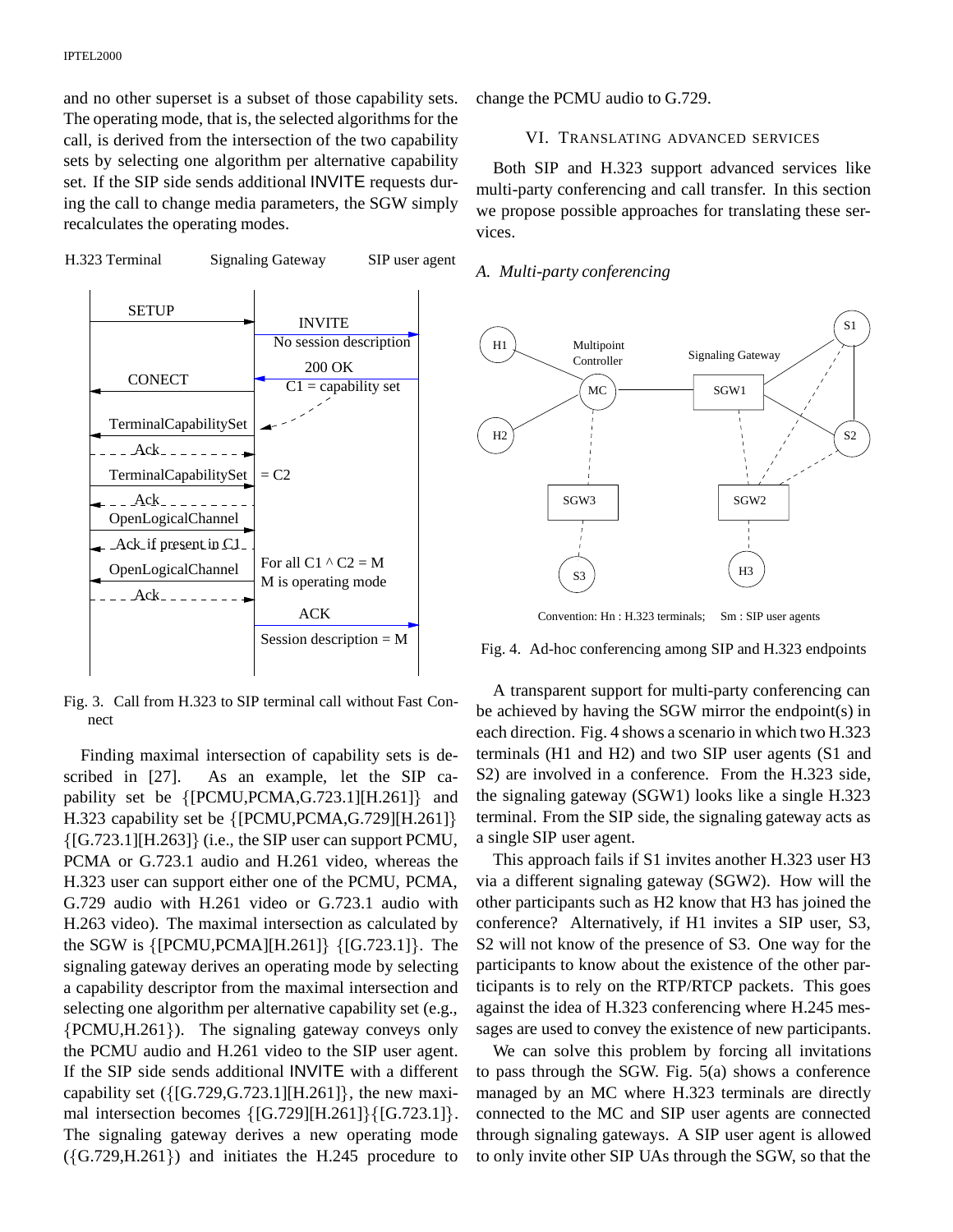and no other superset is a subset of those capability sets. The operating mode, that is, the selected algorithms for the call, is derived from the intersection of the two capability sets by selecting one algorithm per alternative capability set. If the SIP side sends additional INVITE requests during the call to change media parameters, the SGW simply recalculates the operating modes.

Fig. 3. Call from H.323 to SIP terminal call without Fast Connect

Finding maximal intersection of capability sets is described in [27]. As an example, let the SIP capability set be {[PCMU,PCMA,G.723.1][H.261]} and H.323 capability set be {[PCMU,PCMA,G.729][H.261]} {[G.723.1][H.263]} (i.e., the SIP user can support PCMU, PCMA or G.723.1 audio and H.261 video, whereas the H.323 user can support either one of the PCMU, PCMA, G.729 audio with H.261 video or G.723.1 audio with H.263 video). The maximal intersection as calculated by the SGW is {[PCMU,PCMA][H.261]} {[G.723.1]}. The signaling gateway derives an operating mode by selecting a capability descriptor from the maximal intersection and selecting one algorithm per alternative capability set (e.g., {PCMU,H.261}). The signaling gateway conveys only the PCMU audio and H.261 video to the SIP user agent. If the SIP side sends additional INVITE with a different capability set ({[G.729,G.723.1][H.261]}, the new maximal intersection becomes {[G.729][H.261]}{[G.723.1]}. The signaling gateway derives a new operating mode ({G.729,H.261}) and initiates the H.245 procedure to change the PCMU audio to G.729.

## VI. Translating advanced services

Both SIP and H.323 support advanced services like multi-party conferencing and call transfer. In this section we propose possible approaches for translating these services.

### *A. Multi-party conferencing*

Fig. 4. Ad-hoc conferencing among SIP and H.323 endpoints

A transparent support for multi-party conferencing can be achieved by having the SGW mirror the endpoint(s) in each direction. Fig. 4 shows a scenario in which two H.323 terminals (H1 and H2) and two SIP user agents (S1 and S2) are involved in a conference. From the H.323 side, the signaling gateway (SGW1) looks like a single H.323 terminal. From the SIP side, the signaling gateway acts as a single SIP user agent.

This approach fails if S1 invites another H.323 user H3 via a different signaling gateway (SGW2). How will the other participants such as H2 know that H3 has joined the conference? Alternatively, if H1 invites a SIP user, S3, S2 will not know of the presence of S3. One way for the participants to know about the existence of the other participants is to rely on the RTP/RTCP packets. This goes against the idea of H.323 conferencing where H.245 messages are used to convey the existence of new participants.

We can solve this problem by forcing all invitations to pass through the SGW. Fig. 5(a) shows a conference managed by an MC where H.323 terminals are directly connected to the MC and SIP user agents are connected through signaling gateways. A SIP user agent is allowed to only invite other SIP UAs through the SGW, so that the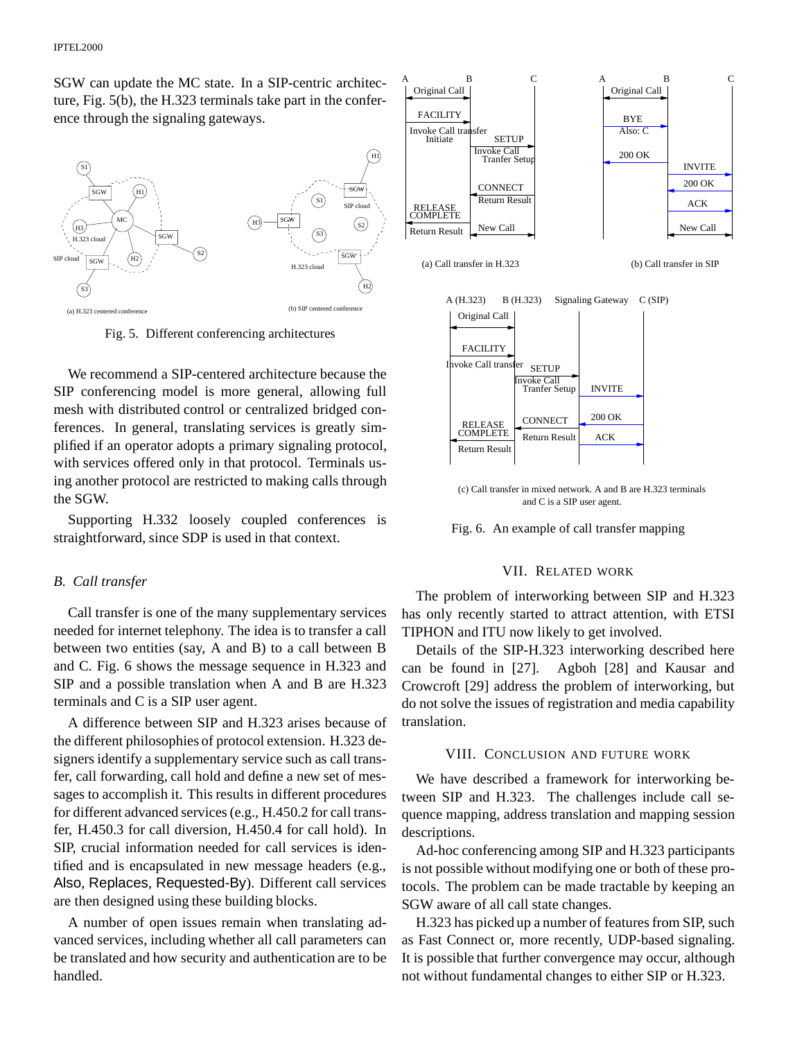SGW can update the MC state. In a SIP-centric architecture, Fig. 5(b), the H.323 terminals take part in the conference through the signaling gateways.

(a) H.323 centered conference

(b) SIP centered conference

Fig. 5. Different conferencing architectures

We recommend a SIP-centered architecture because the SIP conferencing model is more general, allowing full mesh with distributed control or centralized bridged conferences. In general, translating services is greatly simplified if an operator adopts a primary signaling protocol, with services offered only in that protocol. Terminals using another protocol are restricted to making calls through the SGW.

Supporting H.332 loosely coupled conferences is straightforward, since SDP is used in that context.

### B. Call transfer

Call transfer is one of the many supplementary services needed for internet telephony. The idea is to transfer a call between two entities (say, A and B) to a call between B and C. Fig. 6 shows the message sequence in H.323 and SIP and a possible translation when A and B are H.323 terminals and C is a SIP user agent.

A difference between SIP and H.323 arises because of the different philosophies of protocol extension. H.323 designers identify a supplementary service such as call transfer, call forwarding, call hold and define a new set of messages to accomplish it. This results in different procedures for different advanced services (e.g., H.450.2 for call transfer, H.450.3 for call diversion, H.450.4 for call hold). In SIP, crucial information needed for call services is identified and is encapsulated in new message headers (e.g., Also, Replaces, Requested-By). Different call services are then designed using these building blocks.

A number of open issues remain when translating advanced services, including whether all call parameters can be translated and how security and authentication are to be handled.

(a) Call transfer in H.323

(b) Call transfer in SIP

(c) Call transfer in mixed network. A and B are H.323 terminals and C is a SIP user agent.

Fig. 6. An example of call transfer mapping

## VII. Related work

The problem of interworking between SIP and H.323 has only recently started to attract attention, with ETSI TIPHON and ITU now likely to get involved.

Details of the SIP-H.323 interworking described here can be found in [27]. Agboh [28] and Kausar and Crowcroft [29] address the problem of interworking, but do not solve the issues of registration and media capability translation.

## VIII. Conclusion and future work

We have described a framework for interworking between SIP and H.323. The challenges include call sequence mapping, address translation and mapping session descriptions.

Ad-hoc conferencing among SIP and H.323 participants is not possible without modifying one or both of these protocols. The problem can be made tractable by keeping an SGW aware of all call state changes.

H.323 has picked up a number of features from SIP, such as Fast Connect or, more recently, UDP-based signaling. It is possible that further convergence may occur, although not without fundamental changes to either SIP or H.323.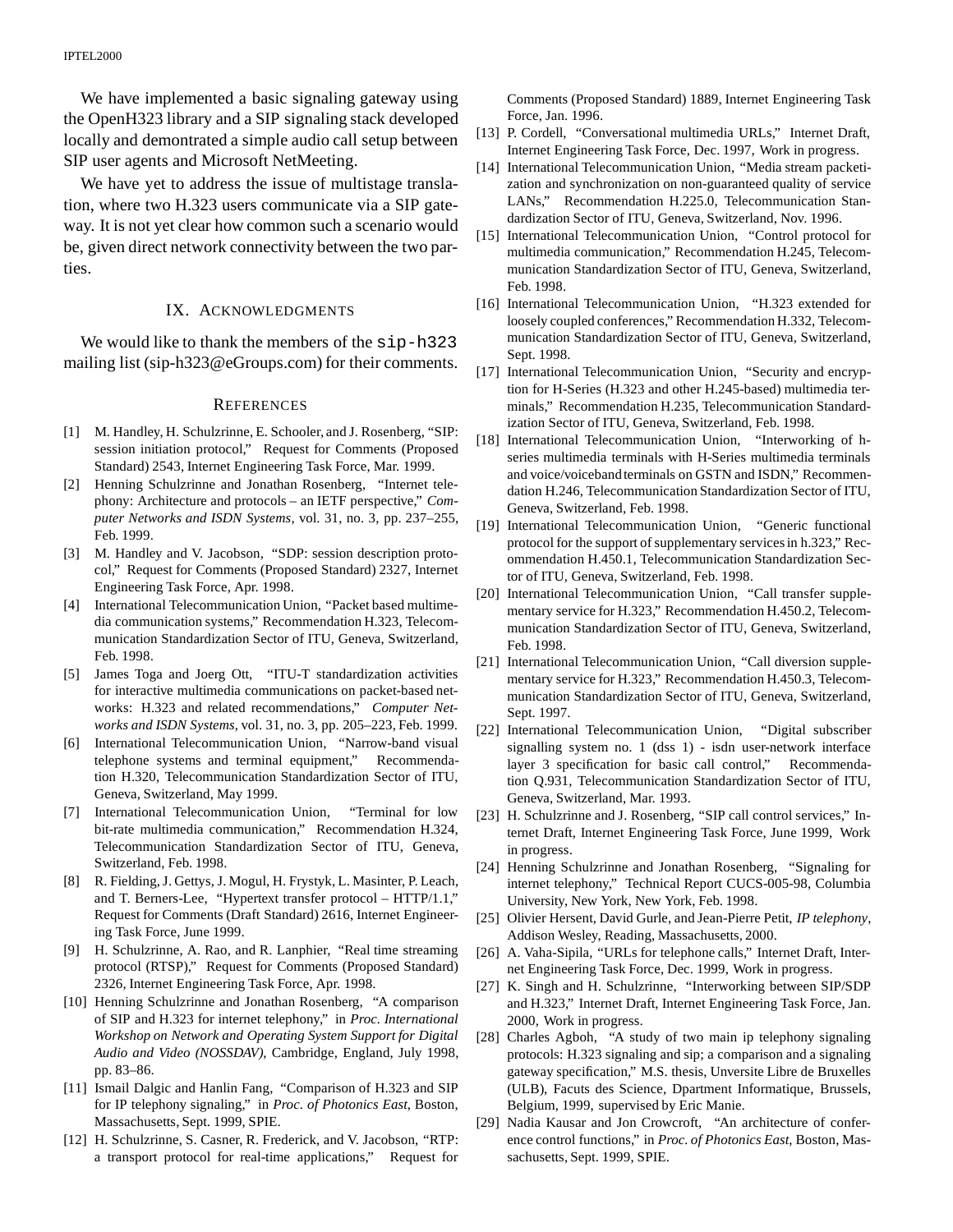We have implemented a basic signaling gateway using the OpenH323 library and a SIP signaling stack developed locally and demontrated a simple audio call setup between SIP user agents and Microsoft NetMeeting.

We have yet to address the issue of multistage translation, where two H.323 users communicate via a SIP gateway. It is not yet clear how common such a scenario would be, given direct network connectivity between the two parties.

## IX. Acknowledgments

We would like to thank the members of the `sip-h323` mailing list (sip-h323@eGroups.com) for their comments.

## References

[1] M. Handley, H. Schulzrinne, E. Schooler, and J. Rosenberg, "SIP: session initiation protocol," Request for Comments (Proposed Standard) 2543, Internet Engineering Task Force, Mar. 1999.

[2] Henning Schulzrinne and Jonathan Rosenberg, "Internet telephony: Architecture and protocols – an IETF perspective," *Computer Networks and ISDN Systems*, vol. 31, no. 3, pp. 237–255, Feb. 1999.

[3] M. Handley and V. Jacobson, "SDP: session description protocol," Request for Comments (Proposed Standard) 2327, Internet Engineering Task Force, Apr. 1998.

[4] International Telecommunication Union, "Packet based multimedia communication systems," Recommendation H.323, Telecommunication Standardization Sector of ITU, Geneva, Switzerland, Feb. 1998.

[5] James Toga and Joerg Ott, "ITU-T standardization activities for interactive multimedia communications on packet-based networks: H.323 and related recommendations," *Computer Networks and ISDN Systems*, vol. 31, no. 3, pp. 205–223, Feb. 1999.

[6] International Telecommunication Union, "Narrow-band visual telephone systems and terminal equipment," Recommendation H.320, Telecommunication Standardization Sector of ITU, Geneva, Switzerland, May 1999.

[7] International Telecommunication Union, "Terminal for low bit-rate multimedia communication," Recommendation H.324, Telecommunication Standardization Sector of ITU, Geneva, Switzerland, Feb. 1998.

[8] R. Fielding, J. Gettys, J. Mogul, H. Frystyk, L. Masinter, P. Leach, and T. Berners-Lee, "Hypertext transfer protocol – HTTP/1.1," Request for Comments (Draft Standard) 2616, Internet Engineering Task Force, June 1999.

[9] H. Schulzrinne, A. Rao, and R. Lanphier, "Real time streaming protocol (RTSP)," Request for Comments (Proposed Standard) 2326, Internet Engineering Task Force, Apr. 1998.

[10] Henning Schulzrinne and Jonathan Rosenberg, "A comparison of SIP and H.323 for internet telephony," in *Proc. International Workshop on Network and Operating System Support for Digital Audio and Video (NOSSDAV)*, Cambridge, England, July 1998, pp. 83–86.

[11] Ismail Dalgic and Hanlin Fang, "Comparison of H.323 and SIP for IP telephony signaling," in *Proc. of Photonics East*, Boston, Massachusetts, Sept. 1999, SPIE.

[12] H. Schulzrinne, S. Casner, R. Frederick, and V. Jacobson, "RTP: a transport protocol for real-time applications," Request for Comments (Proposed Standard) 1889, Internet Engineering Task Force, Jan. 1996.

[13] P. Cordell, "Conversational multimedia URLs," Internet Draft, Internet Engineering Task Force, Dec. 1997, Work in progress.

[14] International Telecommunication Union, "Media stream packetization and synchronization on non-guaranteed quality of service LANs," Recommendation H.225.0, Telecommunication Standardization Sector of ITU, Geneva, Switzerland, Nov. 1996.

[15] International Telecommunication Union, "Control protocol for multimedia communication," Recommendation H.245, Telecommunication Standardization Sector of ITU, Geneva, Switzerland, Feb. 1998.

[16] International Telecommunication Union, "H.323 extended for loosely coupled conferences," Recommendation H.332, Telecommunication Standardization Sector of ITU, Geneva, Switzerland, Sept. 1998.

[17] International Telecommunication Union, "Security and encryption for H-Series (H.323 and other H.245-based) multimedia terminals," Recommendation H.235, Telecommunication Standardization Sector of ITU, Geneva, Switzerland, Feb. 1998.

[18] International Telecommunication Union, "Interworking of h-series multimedia terminals with H-Series multimedia terminals and voice/voiceband terminals on GSTN and ISDN," Recommendation H.246, Telecommunication Standardization Sector of ITU, Geneva, Switzerland, Feb. 1998.

[19] International Telecommunication Union, "Generic functional protocol for the support of supplementary services in h.323," Recommendation H.450.1, Telecommunication Standardization Sector of ITU, Geneva, Switzerland, Feb. 1998.

[20] International Telecommunication Union, "Call transfer supplementary service for H.323," Recommendation H.450.2, Telecommunication Standardization Sector of ITU, Geneva, Switzerland, Feb. 1998.

[21] International Telecommunication Union, "Call diversion supplementary service for H.323," Recommendation H.450.3, Telecommunication Standardization Sector of ITU, Geneva, Switzerland, Sept. 1997.

[22] International Telecommunication Union, "Digital subscriber signalling system no. 1 (dss 1) - isdn user-network interface layer 3 specification for basic call control," Recommendation Q.931, Telecommunication Standardization Sector of ITU, Geneva, Switzerland, Mar. 1993.

[23] H. Schulzrinne and J. Rosenberg, "SIP call control services," Internet Draft, Internet Engineering Task Force, June 1999, Work in progress.

[24] Henning Schulzrinne and Jonathan Rosenberg, "Signaling for internet telephony," Technical Report CUCS-005-98, Columbia University, New York, New York, Feb. 1998.

[25] Olivier Hersent, David Gurle, and Jean-Pierre Petit, *IP telephony*, Addison Wesley, Reading, Massachusetts, 2000.

[26] A. Vaha-Sipila, "URLs for telephone calls," Internet Draft, Internet Engineering Task Force, Dec. 1999, Work in progress.

[27] K. Singh and H. Schulzrinne, "Interworking between SIP/SDP and H.323," Internet Draft, Internet Engineering Task Force, Jan. 2000, Work in progress.

[28] Charles Agboh, "A study of two main ip telephony signaling protocols: H.323 signaling and sip; a comparison and a signaling gateway specification," M.S. thesis, Unversite Libre de Bruxelles (ULB), Facuts des Science, Dpartment Informatique, Brussels, Belgium, 1999, supervised by Eric Manie.

[29] Nadia Kausar and Jon Crowcroft, "An architecture of conference control functions," in *Proc. of Photonics East*, Boston, Massachusetts, Sept. 1999, SPIE.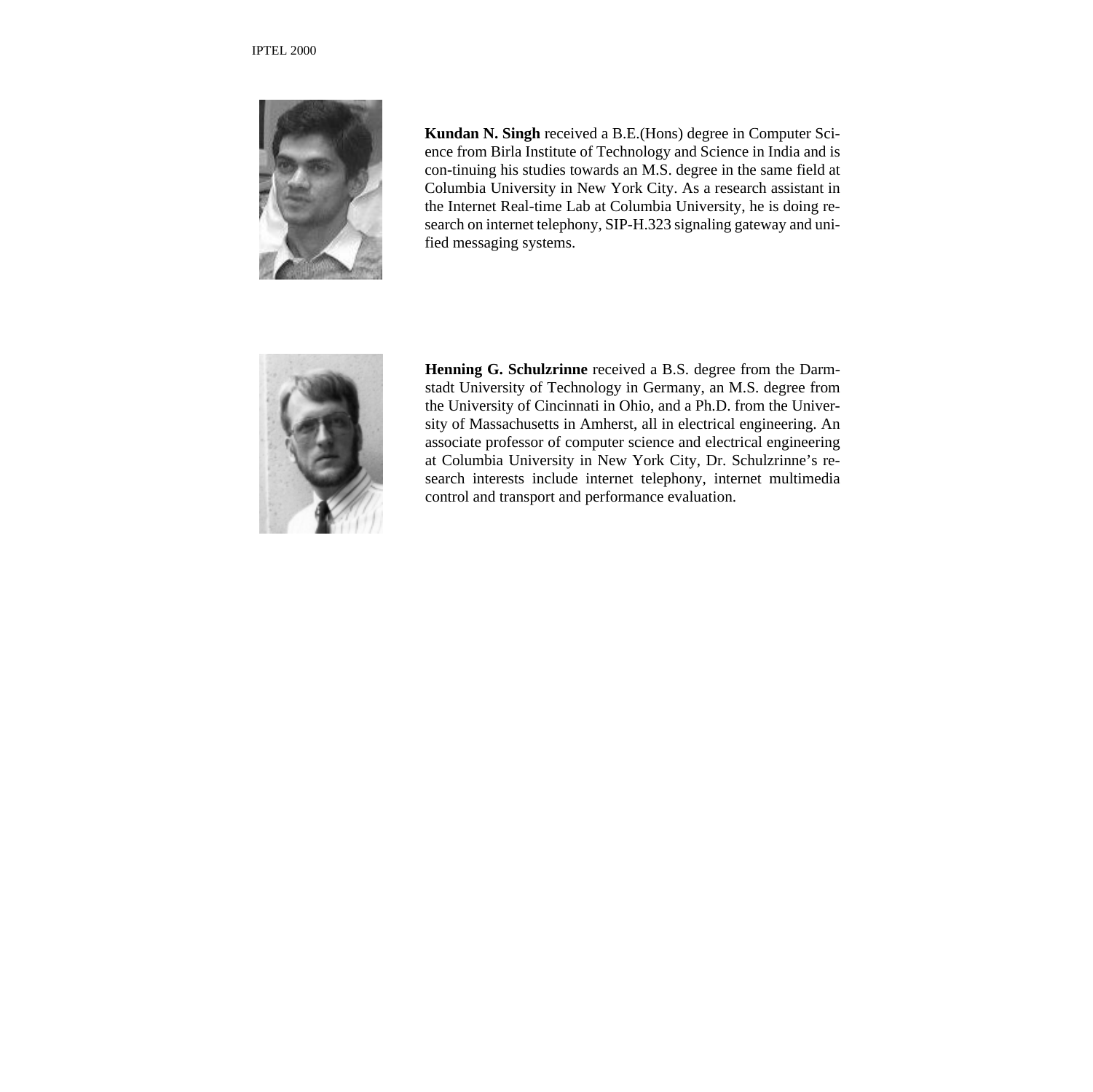**Kundan N. Singh** received a B.E.(Hons) degree in Computer Science from Birla Institute of Technology and Science in India and is con-tinuing his studies towards an M.S. degree in the same field at Columbia University in New York City. As a research assistant in the Internet Real-time Lab at Columbia University, he is doing research on internet telephony, SIP-H.323 signaling gateway and unified messaging systems.

**Henning G. Schulzrinne** received a B.S. degree from the Darmstadt University of Technology in Germany, an M.S. degree from the University of Cincinnati in Ohio, and a Ph.D. from the University of Massachusetts in Amherst, all in electrical engineering. An associate professor of computer science and electrical engineering at Columbia University in New York City, Dr. Schulzrinne's research interests include internet telephony, internet multimedia control and transport and performance evaluation.